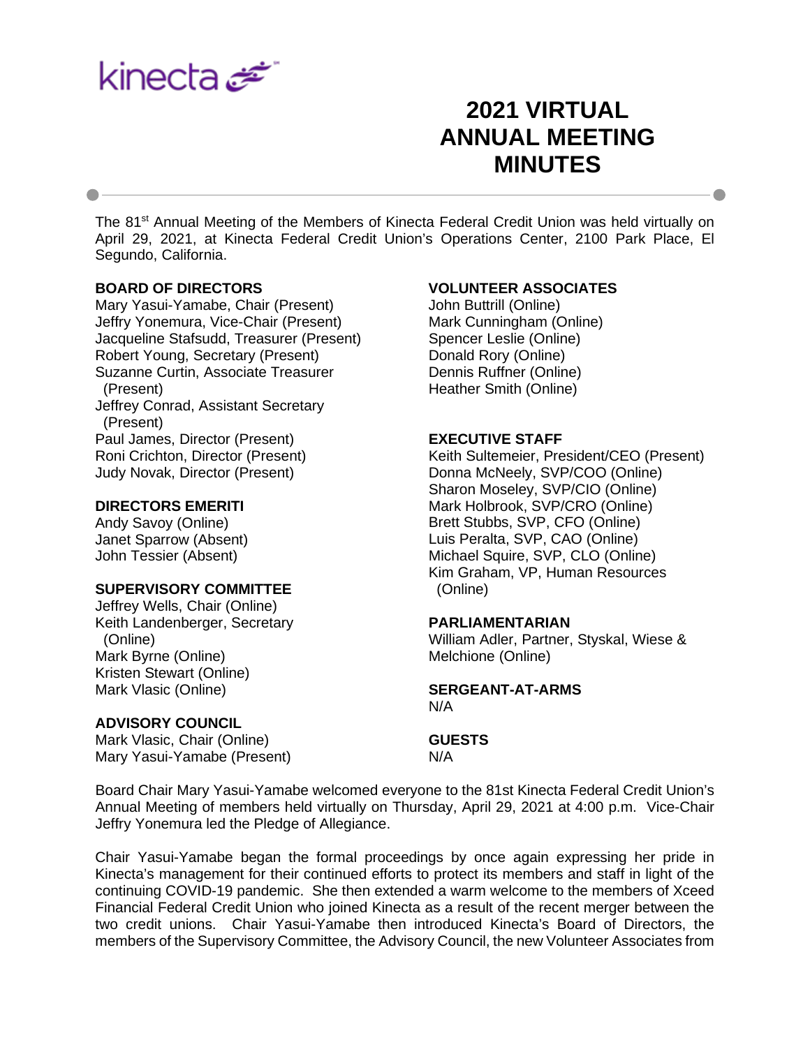kinecta

# 2021 VIRTUAL ANNUAL MEETING MINUTES

The 81st Annual Meeting of the Members of Kinecta Federal Credit Union was held virtually on April 29, 2021, at Kinecta Federal Credit Union's Operations Center, 2100 Park Place, El Segundo, California.

**BOARD OF DIRECTORS**
Mary Yasui-Yamabe, Chair (Present)
Jeffry Yonemura, Vice-Chair (Present)
Jacqueline Stafsudd, Treasurer (Present)
Robert Young, Secretary (Present)
Suzanne Curtin, Associate Treasurer (Present)
Jeffrey Conrad, Assistant Secretary (Present)
Paul James, Director (Present)
Roni Crichton, Director (Present)
Judy Novak, Director (Present)

**DIRECTORS EMERITI**
Andy Savoy (Online)
Janet Sparrow (Absent)
John Tessier (Absent)

**SUPERVISORY COMMITTEE**
Jeffrey Wells, Chair (Online)
Keith Landenberger, Secretary (Online)
Mark Byrne (Online)
Kristen Stewart (Online)
Mark Vlasic (Online)

**ADVISORY COUNCIL**
Mark Vlasic, Chair (Online)
Mary Yasui-Yamabe (Present)

**VOLUNTEER ASSOCIATES**
John Buttrill (Online)
Mark Cunningham (Online)
Spencer Leslie (Online)
Donald Rory (Online)
Dennis Ruffner (Online)
Heather Smith (Online)

**EXECUTIVE STAFF**
Keith Sultemeier, President/CEO (Present)
Donna McNeely, SVP/COO (Online)
Sharon Moseley, SVP/CIO (Online)
Mark Holbrook, SVP/CRO (Online)
Brett Stubbs, SVP, CFO (Online)
Luis Peralta, SVP, CAO (Online)
Michael Squire, SVP, CLO (Online)
Kim Graham, VP, Human Resources (Online)

**PARLIAMENTARIAN**
William Adler, Partner, Styskal, Wiese & Melchione (Online)

**SERGEANT-AT-ARMS**
N/A

**GUESTS**
N/A

Board Chair Mary Yasui-Yamabe welcomed everyone to the 81st Kinecta Federal Credit Union's Annual Meeting of members held virtually on Thursday, April 29, 2021 at 4:00 p.m. Vice-Chair Jeffry Yonemura led the Pledge of Allegiance.

Chair Yasui-Yamabe began the formal proceedings by once again expressing her pride in Kinecta's management for their continued efforts to protect its members and staff in light of the continuing COVID-19 pandemic. She then extended a warm welcome to the members of Xceed Financial Federal Credit Union who joined Kinecta as a result of the recent merger between the two credit unions. Chair Yasui-Yamabe then introduced Kinecta's Board of Directors, the members of the Supervisory Committee, the Advisory Council, the new Volunteer Associates from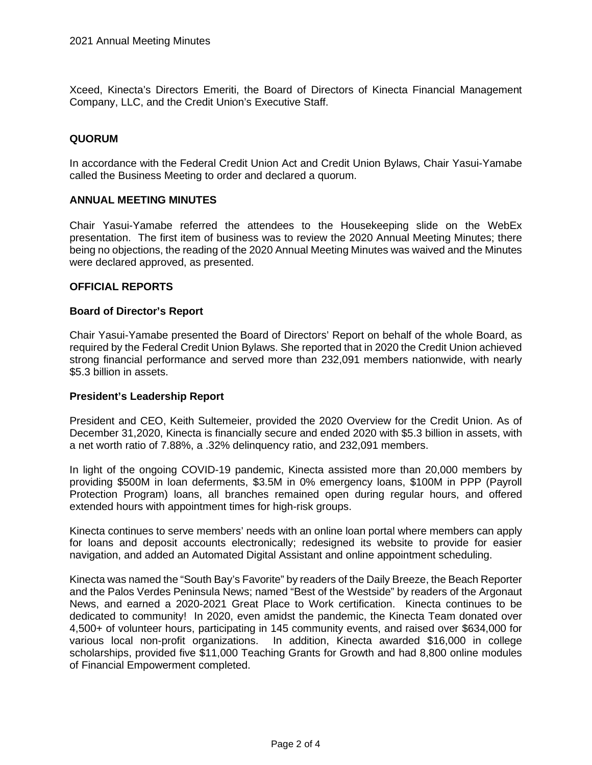Xceed, Kinecta's Directors Emeriti, the Board of Directors of Kinecta Financial Management Company, LLC, and the Credit Union's Executive Staff.

## QUORUM

In accordance with the Federal Credit Union Act and Credit Union Bylaws, Chair Yasui-Yamabe called the Business Meeting to order and declared a quorum.

## ANNUAL MEETING MINUTES

Chair Yasui-Yamabe referred the attendees to the Housekeeping slide on the WebEx presentation. The first item of business was to review the 2020 Annual Meeting Minutes; there being no objections, the reading of the 2020 Annual Meeting Minutes was waived and the Minutes were declared approved, as presented.

## OFFICIAL REPORTS

### Board of Director's Report

Chair Yasui-Yamabe presented the Board of Directors' Report on behalf of the whole Board, as required by the Federal Credit Union Bylaws. She reported that in 2020 the Credit Union achieved strong financial performance and served more than 232,091 members nationwide, with nearly $5.3 billion in assets.

### President's Leadership Report

President and CEO, Keith Sultemeier, provided the 2020 Overview for the Credit Union. As of December 31,2020, Kinecta is financially secure and ended 2020 with $5.3 billion in assets, with a net worth ratio of 7.88%, a .32% delinquency ratio, and 232,091 members.

In light of the ongoing COVID-19 pandemic, Kinecta assisted more than 20,000 members by providing $500M in loan deferments, $3.5M in 0% emergency loans, $100M in PPP (Payroll Protection Program) loans, all branches remained open during regular hours, and offered extended hours with appointment times for high-risk groups.

Kinecta continues to serve members' needs with an online loan portal where members can apply for loans and deposit accounts electronically; redesigned its website to provide for easier navigation, and added an Automated Digital Assistant and online appointment scheduling.

Kinecta was named the "South Bay's Favorite" by readers of the Daily Breeze, the Beach Reporter and the Palos Verdes Peninsula News; named "Best of the Westside" by readers of the Argonaut News, and earned a 2020-2021 Great Place to Work certification. Kinecta continues to be dedicated to community! In 2020, even amidst the pandemic, the Kinecta Team donated over 4,500+ of volunteer hours, participating in 145 community events, and raised over $634,000 for various local non-profit organizations. In addition, Kinecta awarded $16,000 in college scholarships, provided five $11,000 Teaching Grants for Growth and had 8,800 online modules of Financial Empowerment completed.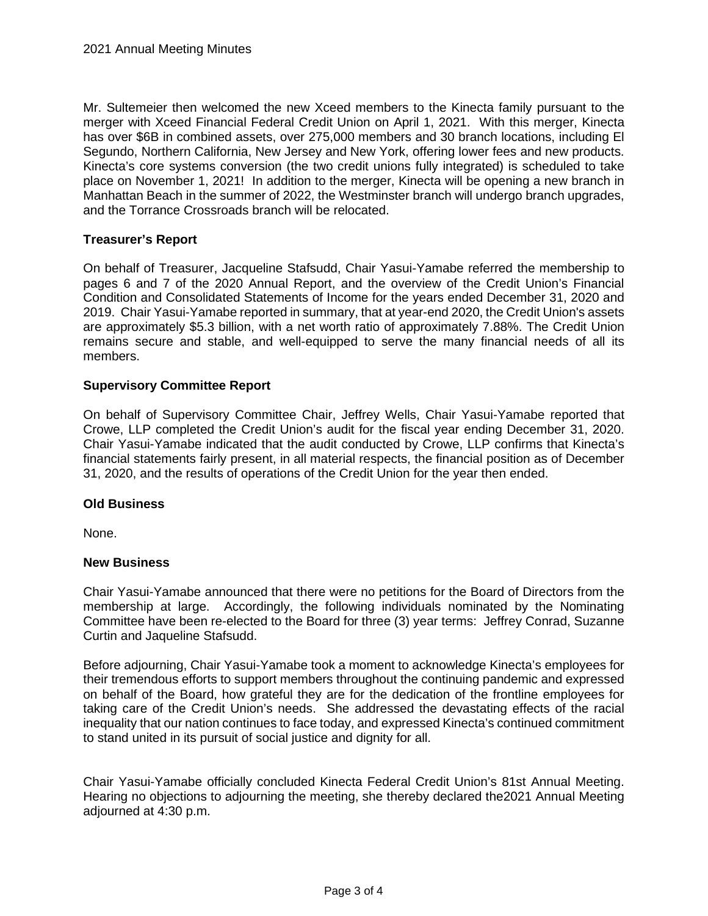Mr. Sultemeier then welcomed the new Xceed members to the Kinecta family pursuant to the merger with Xceed Financial Federal Credit Union on April 1, 2021. With this merger, Kinecta has over $6B in combined assets, over 275,000 members and 30 branch locations, including El Segundo, Northern California, New Jersey and New York, offering lower fees and new products. Kinecta's core systems conversion (the two credit unions fully integrated) is scheduled to take place on November 1, 2021! In addition to the merger, Kinecta will be opening a new branch in Manhattan Beach in the summer of 2022, the Westminster branch will undergo branch upgrades, and the Torrance Crossroads branch will be relocated.

**Treasurer's Report**

On behalf of Treasurer, Jacqueline Stafsudd, Chair Yasui-Yamabe referred the membership to pages 6 and 7 of the 2020 Annual Report, and the overview of the Credit Union's Financial Condition and Consolidated Statements of Income for the years ended December 31, 2020 and 2019. Chair Yasui-Yamabe reported in summary, that at year-end 2020, the Credit Union's assets are approximately $5.3 billion, with a net worth ratio of approximately 7.88%. The Credit Union remains secure and stable, and well-equipped to serve the many financial needs of all its members.

**Supervisory Committee Report**

On behalf of Supervisory Committee Chair, Jeffrey Wells, Chair Yasui-Yamabe reported that Crowe, LLP completed the Credit Union's audit for the fiscal year ending December 31, 2020. Chair Yasui-Yamabe indicated that the audit conducted by Crowe, LLP confirms that Kinecta's financial statements fairly present, in all material respects, the financial position as of December 31, 2020, and the results of operations of the Credit Union for the year then ended.

**Old Business**

None.

**New Business**

Chair Yasui-Yamabe announced that there were no petitions for the Board of Directors from the membership at large. Accordingly, the following individuals nominated by the Nominating Committee have been re-elected to the Board for three (3) year terms: Jeffrey Conrad, Suzanne Curtin and Jaqueline Stafsudd.

Before adjourning, Chair Yasui-Yamabe took a moment to acknowledge Kinecta's employees for their tremendous efforts to support members throughout the continuing pandemic and expressed on behalf of the Board, how grateful they are for the dedication of the frontline employees for taking care of the Credit Union's needs. She addressed the devastating effects of the racial inequality that our nation continues to face today, and expressed Kinecta's continued commitment to stand united in its pursuit of social justice and dignity for all.

Chair Yasui-Yamabe officially concluded Kinecta Federal Credit Union's 81st Annual Meeting. Hearing no objections to adjourning the meeting, she thereby declared the2021 Annual Meeting adjourned at 4:30 p.m.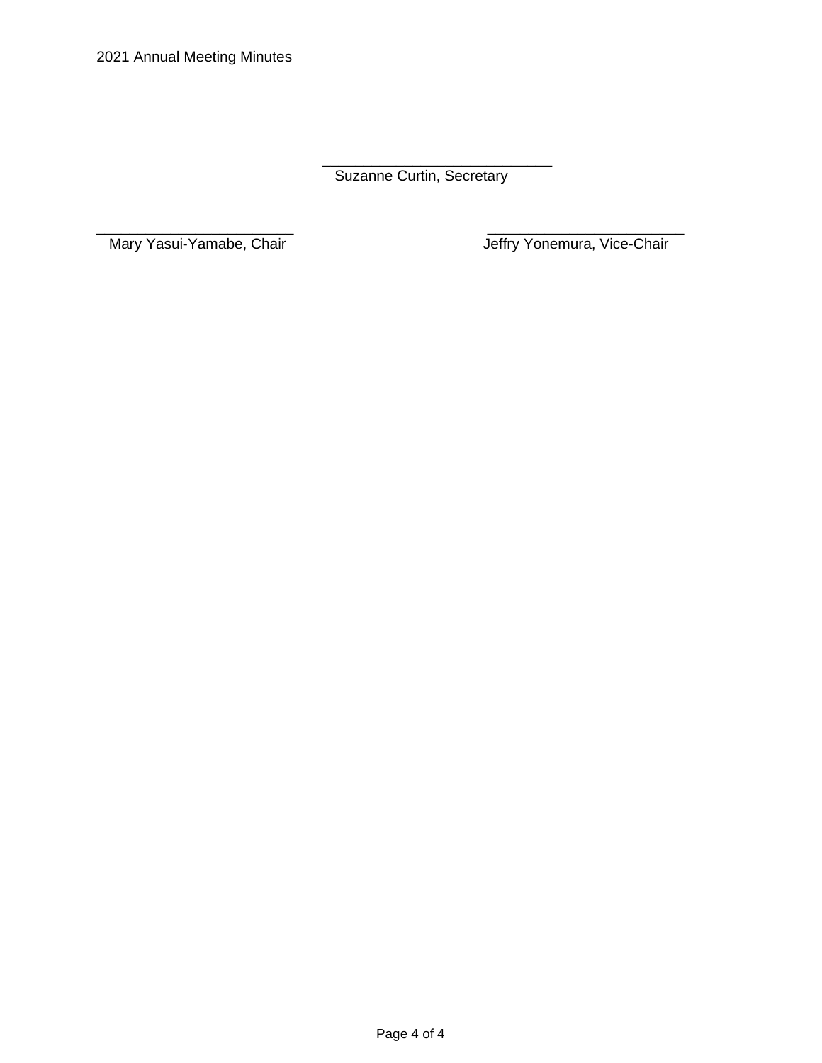\_\_\_\_\_\_\_\_\_\_\_\_\_\_\_\_\_\_\_\_\_\_\_\_\_\_\_\_

Suzanne Curtin, Secretary

\_\_\_\_\_\_\_\_\_\_\_\_\_\_\_\_\_\_\_\_\_\_\_\_\_\_

Mary Yasui-Yamabe, Chair

\_\_\_\_\_\_\_\_\_\_\_\_\_\_\_\_\_\_\_\_\_\_\_\_\_\_

Jeffry Yonemura, Vice-Chair